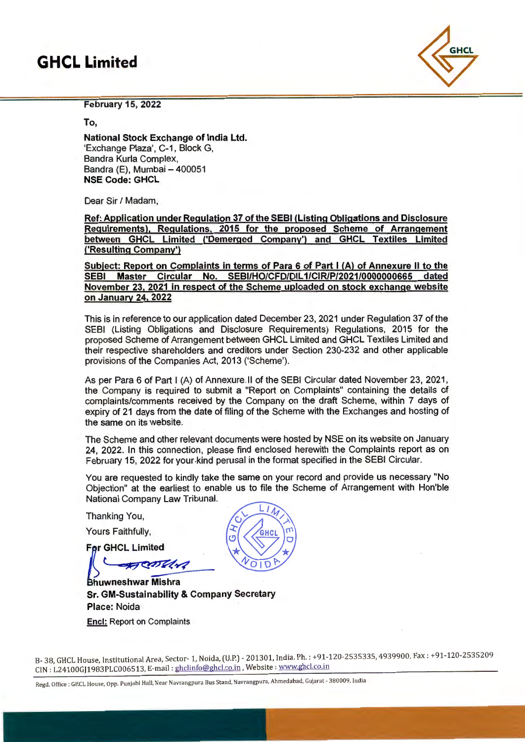# GHCL Limited

**February 15, 2022**

To,

**National Stock Exchange of India Ltd.**
'Exchange Plaza', C-1, Block G,
Bandra Kurla Complex,
Bandra (E), Mumbai – 400051
**NSE Code: GHCL**

Dear Sir / Madam,

**Ref: Application under Regulation 37 of the SEBI (Listing Obligations and Disclosure Requirements), Regulations, 2015 for the proposed Scheme of Arrangement between GHCL Limited ('Demerged Company') and GHCL Textiles Limited ('Resulting Company')**

**Subject: Report on Complaints in terms of Para 6 of Part I (A) of Annexure II to the SEBI Master Circular No. SEBI/HO/CFD/DIL1/CIR/P/2021/0000000665 dated November 23, 2021 in respect of the Scheme uploaded on stock exchange website on January 24, 2022**

This is in reference to our application dated December 23, 2021 under Regulation 37 of the SEBI (Listing Obligations and Disclosure Requirements) Regulations, 2015 for the proposed Scheme of Arrangement between GHCL Limited and GHCL Textiles Limited and their respective shareholders and creditors under Section 230-232 and other applicable provisions of the Companies Act, 2013 ('Scheme').

As per Para 6 of Part I (A) of Annexure II of the SEBI Circular dated November 23, 2021, the Company is required to submit a "Report on Complaints" containing the details of complaints/comments received by the Company on the draft Scheme, within 7 days of expiry of 21 days from the date of filing of the Scheme with the Exchanges and hosting of the same on its website.

The Scheme and other relevant documents were hosted by NSE on its website on January 24, 2022. In this connection, please find enclosed herewith the Complaints report as on February 15, 2022 for your kind perusal in the format specified in the SEBI Circular.

You are requested to kindly take the same on your record and provide us necessary "No Objection" at the earliest to enable us to file the Scheme of Arrangement with Hon'ble National Company Law Tribunal.

Thanking You,

Yours Faithfully,

**For GHCL Limited**

**Bhuwneshwar Mishra**
**Sr. GM-Sustainability & Company Secretary**
**Place:** Noida

**Encl:** Report on Complaints

B- 38, GHCL House, Institutional Area, Sector- 1, Noida, (U.P.) - 201301, India. Ph. : +91-120-2535335, 4939900, Fax : +91-120-2535209
CIN : L24100GJ1983PLC006513, E-mail : ghclinfo@ghcl.co.in , Website : www.ghcl.co.in

Regd. Office : GHCL House, Opp. Punjabi Hall, Near Navrangpura Bus Stand, Navrangpura, Ahmedabad, Gujarat - 380009, India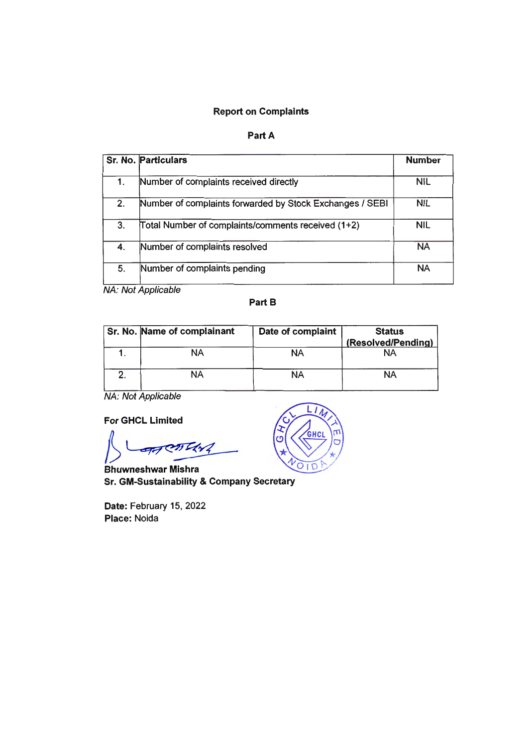## Report on Complaints

### Part A

| Sr. No. | Particulars | Number |
|---|---|---|
| 1. | Number of complaints received directly | NIL |
| 2. | Number of complaints forwarded by Stock Exchanges / SEBI | NIL |
| 3. | Total Number of complaints/comments received (1+2) | NIL |
| 4. | Number of complaints resolved | NA |
| 5. | Number of complaints pending | NA |

*NA: Not Applicable*

### Part B

| Sr. No. | Name of complainant | Date of complaint | Status (Resolved/Pending) |
|---|---|---|---|
| 1. | NA | NA | NA |
| 2. | NA | NA | NA |

*NA: Not Applicable*

**For GHCL Limited**

**Bhuwneshwar Mishra**
**Sr. GM-Sustainability & Company Secretary**

**Date:** February 15, 2022
**Place:** Noida